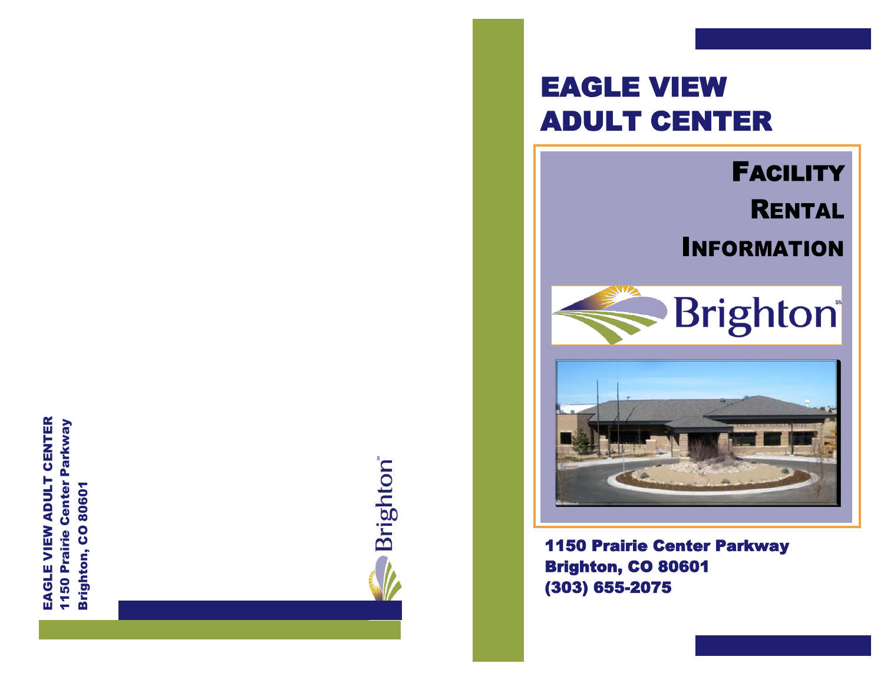EAGLE VIEW ADULT CENTER
1150 Prairie Center Parkway
Brighton, CO 80601

# EAGLE VIEW ADULT CENTER

## FACILITY RENTAL INFORMATION

1150 Prairie Center Parkway
Brighton, CO 80601
(303) 655-2075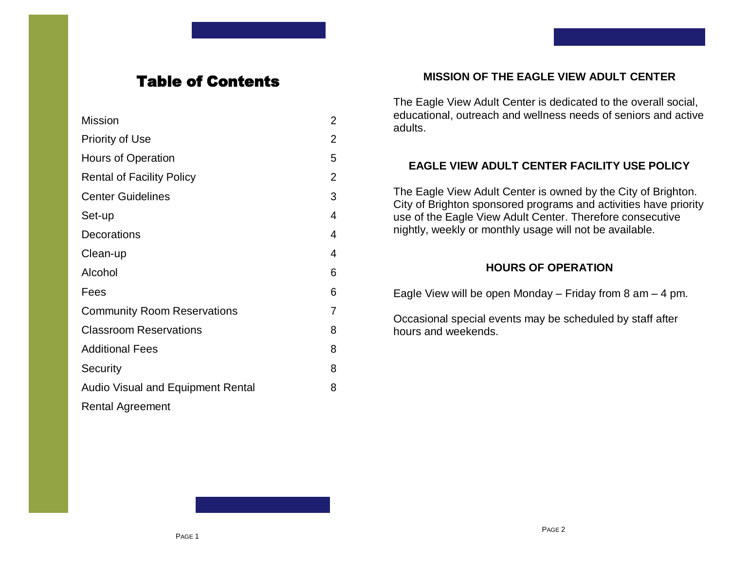# Table of Contents

| | |
|---|---|
| Mission | 2 |
| Priority of Use | 2 |
| Hours of Operation | 5 |
| Rental of Facility Policy | 2 |
| Center Guidelines | 3 |
| Set-up | 4 |
| Decorations | 4 |
| Clean-up | 4 |
| Alcohol | 6 |
| Fees | 6 |
| Community Room Reservations | 7 |
| Classroom Reservations | 8 |
| Additional Fees | 8 |
| Security | 8 |
| Audio Visual and Equipment Rental | 8 |
| Rental Agreement | |

## MISSION OF THE EAGLE VIEW ADULT CENTER

The Eagle View Adult Center is dedicated to the overall social, educational, outreach and wellness needs of seniors and active adults.

## EAGLE VIEW ADULT CENTER FACILITY USE POLICY

The Eagle View Adult Center is owned by the City of Brighton. City of Brighton sponsored programs and activities have priority use of the Eagle View Adult Center. Therefore consecutive nightly, weekly or monthly usage will not be available.

## HOURS OF OPERATION

Eagle View will be open Monday – Friday from 8 am – 4 pm.

Occasional special events may be scheduled by staff after hours and weekends.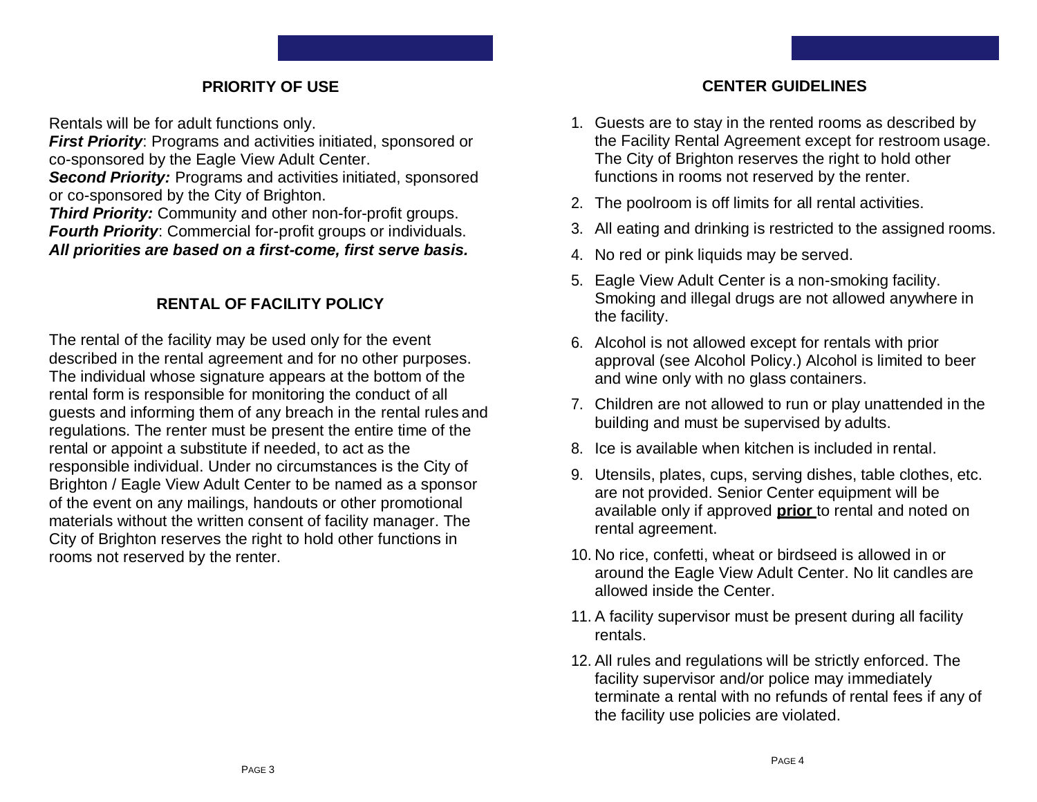## PRIORITY OF USE

Rentals will be for adult functions only.
***First Priority***: Programs and activities initiated, sponsored or co-sponsored by the Eagle View Adult Center.
***Second Priority:*** Programs and activities initiated, sponsored or co-sponsored by the City of Brighton.
***Third Priority:*** Community and other non-for-profit groups.
***Fourth Priority***: Commercial for-profit groups or individuals.
***All priorities are based on a first-come, first serve basis.***

## RENTAL OF FACILITY POLICY

The rental of the facility may be used only for the event described in the rental agreement and for no other purposes. The individual whose signature appears at the bottom of the rental form is responsible for monitoring the conduct of all guests and informing them of any breach in the rental rules and regulations. The renter must be present the entire time of the rental or appoint a substitute if needed, to act as the responsible individual. Under no circumstances is the City of Brighton / Eagle View Adult Center to be named as a sponsor of the event on any mailings, handouts or other promotional materials without the written consent of facility manager. The City of Brighton reserves the right to hold other functions in rooms not reserved by the renter.

## CENTER GUIDELINES

1. Guests are to stay in the rented rooms as described by the Facility Rental Agreement except for restroom usage. The City of Brighton reserves the right to hold other functions in rooms not reserved by the renter.
2. The poolroom is off limits for all rental activities.
3. All eating and drinking is restricted to the assigned rooms.
4. No red or pink liquids may be served.
5. Eagle View Adult Center is a non-smoking facility. Smoking and illegal drugs are not allowed anywhere in the facility.
6. Alcohol is not allowed except for rentals with prior approval (see Alcohol Policy.) Alcohol is limited to beer and wine only with no glass containers.
7. Children are not allowed to run or play unattended in the building and must be supervised by adults.
8. Ice is available when kitchen is included in rental.
9. Utensils, plates, cups, serving dishes, table clothes, etc. are not provided. Senior Center equipment will be available only if approved **prior** to rental and noted on rental agreement.
10. No rice, confetti, wheat or birdseed is allowed in or around the Eagle View Adult Center. No lit candles are allowed inside the Center.
11. A facility supervisor must be present during all facility rentals.
12. All rules and regulations will be strictly enforced. The facility supervisor and/or police may immediately terminate a rental with no refunds of rental fees if any of the facility use policies are violated.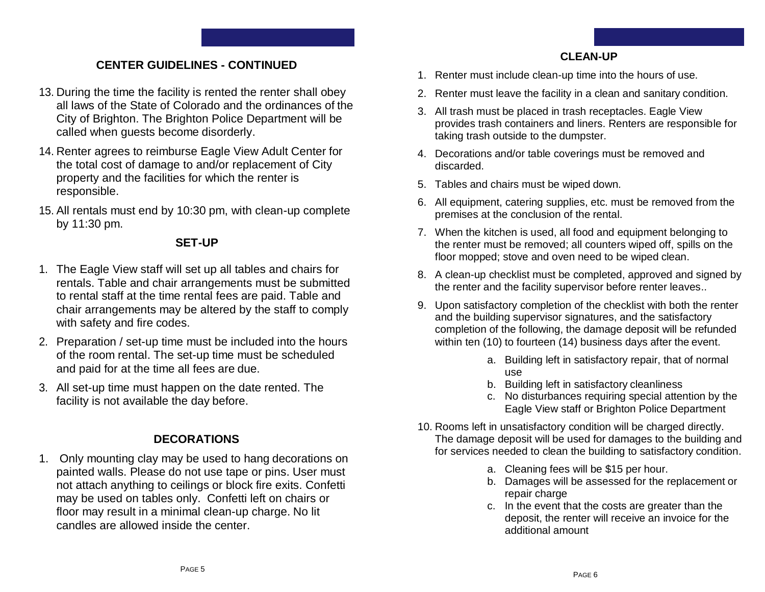## CENTER GUIDELINES - CONTINUED

13. During the time the facility is rented the renter shall obey all laws of the State of Colorado and the ordinances of the City of Brighton. The Brighton Police Department will be called when guests become disorderly.
14. Renter agrees to reimburse Eagle View Adult Center for the total cost of damage to and/or replacement of City property and the facilities for which the renter is responsible.
15. All rentals must end by 10:30 pm, with clean-up complete by 11:30 pm.

## SET-UP

1. The Eagle View staff will set up all tables and chairs for rentals. Table and chair arrangements must be submitted to rental staff at the time rental fees are paid. Table and chair arrangements may be altered by the staff to comply with safety and fire codes.
2. Preparation / set-up time must be included into the hours of the room rental. The set-up time must be scheduled and paid for at the time all fees are due.
3. All set-up time must happen on the date rented. The facility is not available the day before.

## DECORATIONS

1. Only mounting clay may be used to hang decorations on painted walls. Please do not use tape or pins. User must not attach anything to ceilings or block fire exits. Confetti may be used on tables only. Confetti left on chairs or floor may result in a minimal clean-up charge. No lit candles are allowed inside the center.

## CLEAN-UP

1. Renter must include clean-up time into the hours of use.
2. Renter must leave the facility in a clean and sanitary condition.
3. All trash must be placed in trash receptacles. Eagle View provides trash containers and liners. Renters are responsible for taking trash outside to the dumpster.
4. Decorations and/or table coverings must be removed and discarded.
5. Tables and chairs must be wiped down.
6. All equipment, catering supplies, etc. must be removed from the premises at the conclusion of the rental.
7. When the kitchen is used, all food and equipment belonging to the renter must be removed; all counters wiped off, spills on the floor mopped; stove and oven need to be wiped clean.
8. A clean-up checklist must be completed, approved and signed by the renter and the facility supervisor before renter leaves..
9. Upon satisfactory completion of the checklist with both the renter and the building supervisor signatures, and the satisfactory completion of the following, the damage deposit will be refunded within ten (10) to fourteen (14) business days after the event.
   a. Building left in satisfactory repair, that of normal use
   b. Building left in satisfactory cleanliness
   c. No disturbances requiring special attention by the Eagle View staff or Brighton Police Department
10. Rooms left in unsatisfactory condition will be charged directly. The damage deposit will be used for damages to the building and for services needed to clean the building to satisfactory condition.
    a. Cleaning fees will be $15 per hour.
    b. Damages will be assessed for the replacement or repair charge
    c. In the event that the costs are greater than the deposit, the renter will receive an invoice for the additional amount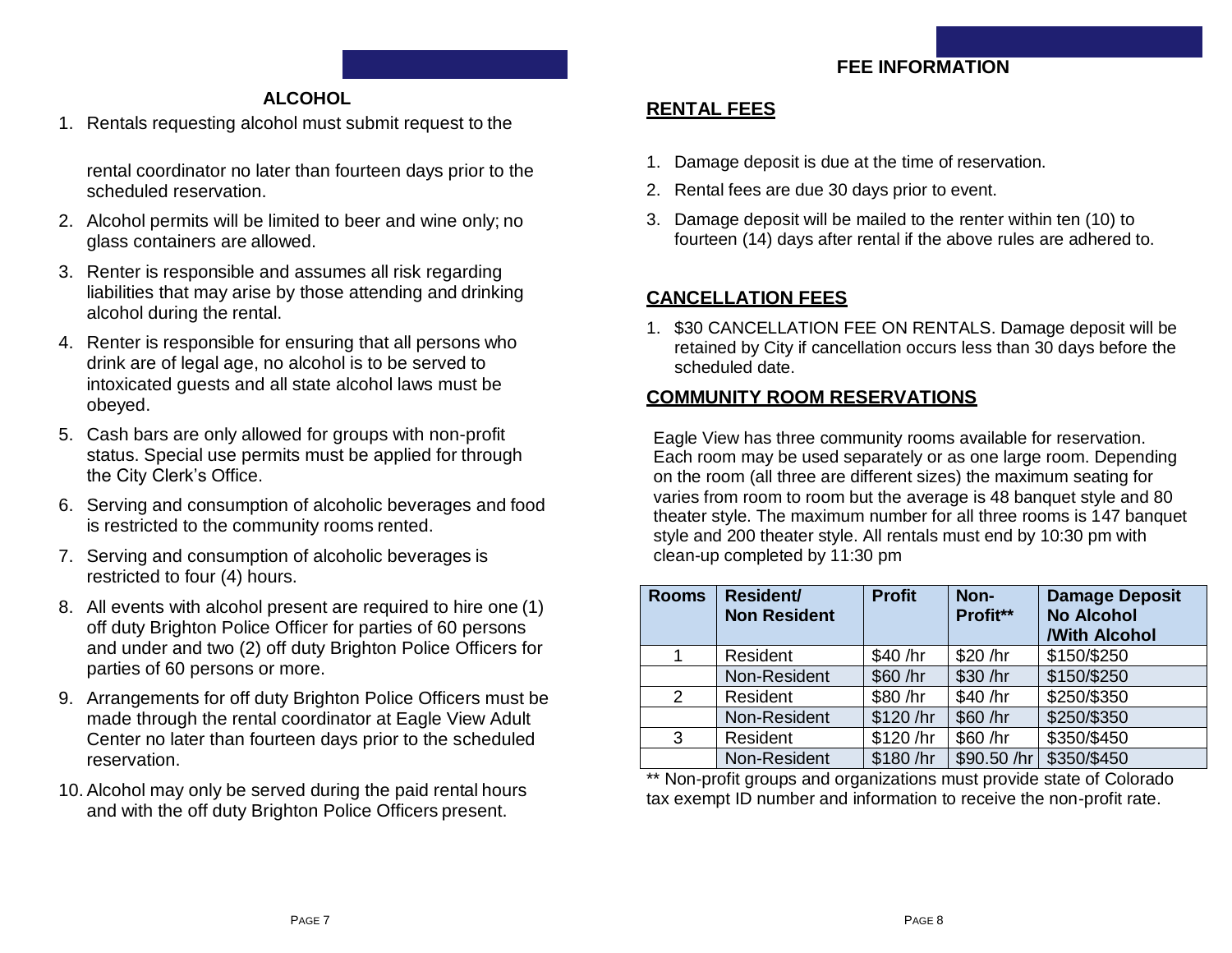## ALCOHOL

1. Rentals requesting alcohol must submit request to the rental coordinator no later than fourteen days prior to the scheduled reservation.
2. Alcohol permits will be limited to beer and wine only; no glass containers are allowed.
3. Renter is responsible and assumes all risk regarding liabilities that may arise by those attending and drinking alcohol during the rental.
4. Renter is responsible for ensuring that all persons who drink are of legal age, no alcohol is to be served to intoxicated guests and all state alcohol laws must be obeyed.
5. Cash bars are only allowed for groups with non-profit status. Special use permits must be applied for through the City Clerk's Office.
6. Serving and consumption of alcoholic beverages and food is restricted to the community rooms rented.
7. Serving and consumption of alcoholic beverages is restricted to four (4) hours.
8. All events with alcohol present are required to hire one (1) off duty Brighton Police Officer for parties of 60 persons and under and two (2) off duty Brighton Police Officers for parties of 60 persons or more.
9. Arrangements for off duty Brighton Police Officers must be made through the rental coordinator at Eagle View Adult Center no later than fourteen days prior to the scheduled reservation.
10. Alcohol may only be served during the paid rental hours and with the off duty Brighton Police Officers present.

## FEE INFORMATION

### RENTAL FEES

1. Damage deposit is due at the time of reservation.
2. Rental fees are due 30 days prior to event.
3. Damage deposit will be mailed to the renter within ten (10) to fourteen (14) days after rental if the above rules are adhered to.

### CANCELLATION FEES

1. $30 CANCELLATION FEE ON RENTALS. Damage deposit will be retained by City if cancellation occurs less than 30 days before the scheduled date.

### COMMUNITY ROOM RESERVATIONS

Eagle View has three community rooms available for reservation. Each room may be used separately or as one large room. Depending on the room (all three are different sizes) the maximum seating for varies from room to room but the average is 48 banquet style and 80 theater style. The maximum number for all three rooms is 147 banquet style and 200 theater style. All rentals must end by 10:30 pm with clean-up completed by 11:30 pm

| Rooms | Resident/ Non Resident | Profit | Non-Profit** | Damage Deposit No Alcohol /With Alcohol |
|---|---|---|---|---|
| 1 | Resident | $40 /hr | $20 /hr | $150/$250 |
| | Non-Resident | $60 /hr | $30 /hr | $150/$250 |
| 2 | Resident | $80 /hr | $40 /hr | $250/$350 |
| | Non-Resident | $120 /hr | $60 /hr | $250/$350 |
| 3 | Resident | $120 /hr | $60 /hr | $350/$450 |
| | Non-Resident | $180 /hr | $90.50 /hr | $350/$450 |

** Non-profit groups and organizations must provide state of Colorado tax exempt ID number and information to receive the non-profit rate.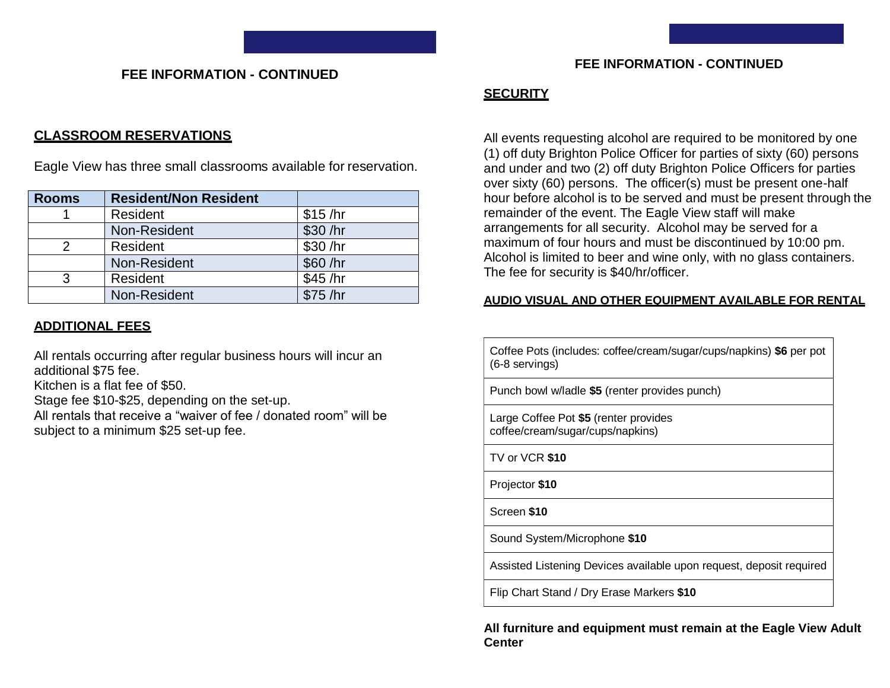## FEE INFORMATION - CONTINUED

### CLASSROOM RESERVATIONS

Eagle View has three small classrooms available for reservation.

| Rooms | Resident/Non Resident | |
|---|---|---|
| 1 | Resident | $15 /hr |
| | Non-Resident | $30 /hr |
| 2 | Resident | $30 /hr |
| | Non-Resident | $60 /hr |
| 3 | Resident | $45 /hr |
| | Non-Resident | $75 /hr |

### ADDITIONAL FEES

All rentals occurring after regular business hours will incur an additional $75 fee.
Kitchen is a flat fee of $50.
Stage fee $10-$25, depending on the set-up.
All rentals that receive a "waiver of fee / donated room" will be subject to a minimum $25 set-up fee.

## FEE INFORMATION - CONTINUED

### SECURITY

All events requesting alcohol are required to be monitored by one (1) off duty Brighton Police Officer for parties of sixty (60) persons and under and two (2) off duty Brighton Police Officers for parties over sixty (60) persons. The officer(s) must be present one-half hour before alcohol is to be served and must be present through the remainder of the event. The Eagle View staff will make arrangements for all security. Alcohol may be served for a maximum of four hours and must be discontinued by 10:00 pm. Alcohol is limited to beer and wine only, with no glass containers. The fee for security is $40/hr/officer.

### AUDIO VISUAL AND OTHER EQUIPMENT AVAILABLE FOR RENTAL

| |
|---|
| Coffee Pots (includes: coffee/cream/sugar/cups/napkins) **$6** per pot (6-8 servings) |
| Punch bowl w/ladle **$5** (renter provides punch) |
| Large Coffee Pot **$5** (renter provides coffee/cream/sugar/cups/napkins) |
| TV or VCR **$10** |
| Projector **$10** |
| Screen **$10** |
| Sound System/Microphone **$10** |
| Assisted Listening Devices available upon request, deposit required |
| Flip Chart Stand / Dry Erase Markers **$10** |

**All furniture and equipment must remain at the Eagle View Adult Center**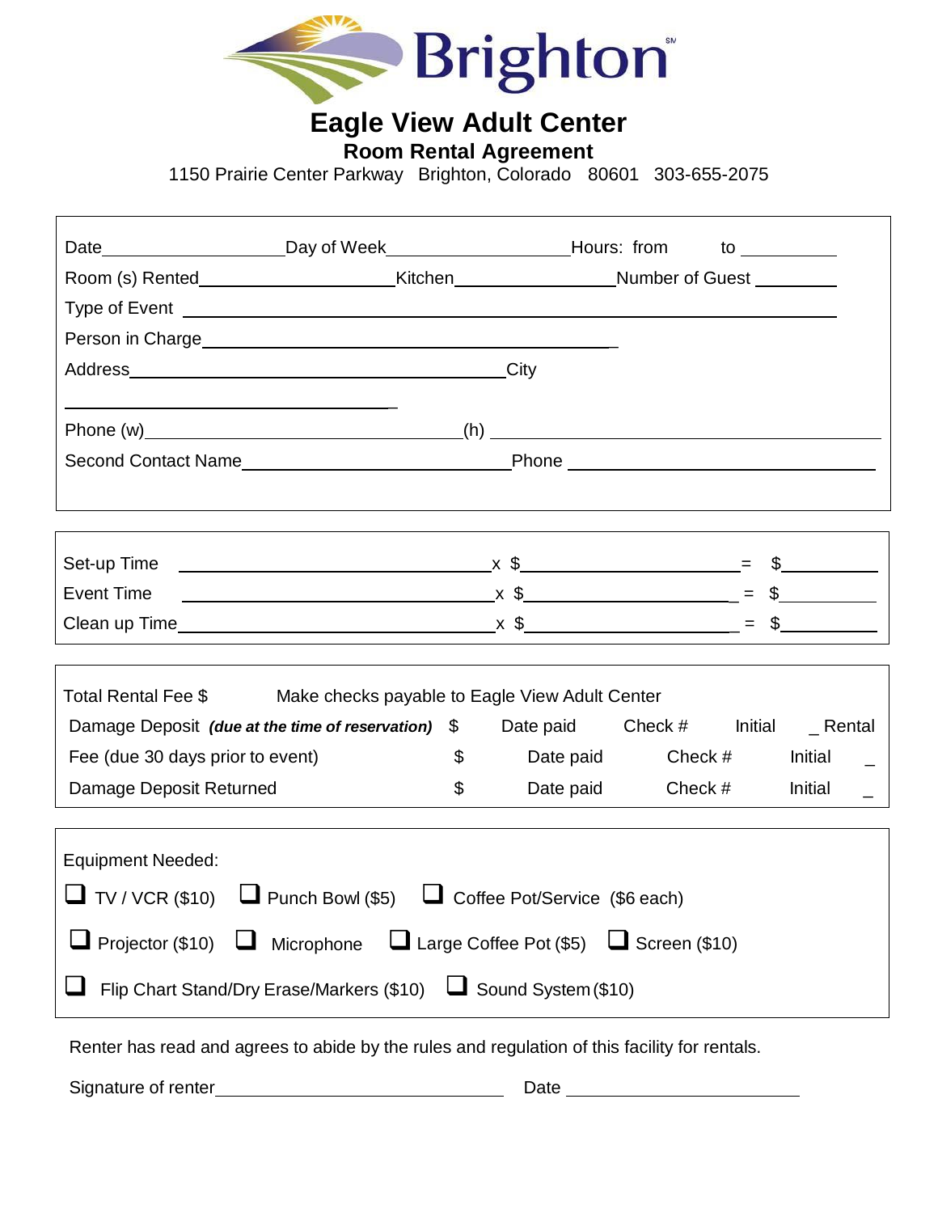# Brighton

## Eagle View Adult Center

### Room Rental Agreement

1150 Prairie Center Parkway Brighton, Colorado 80601 303-655-2075

Date____________________ Day of Week____________________ Hours: from ______ to __________

Room (s) Rented____________________ Kitchen____________________ Number of Guest __________

Type of Event ______________________________________________________________

Person in Charge____________________________________________

Address____________________________________________ City

______________________________________

Phone (w)____________________________________ (h) ____________________________________

Second Contact Name______________________________ Phone ______________________________

Set-up Time ______________________________ x $____________________ = $__________

Event Time ______________________________ x $____________________ = $__________

Clean up Time______________________________ x $____________________ = $__________

Total Rental Fee $ Make checks payable to Eagle View Adult Center

| | | | | | |
|---|---|---|---|---|---|
| Damage Deposit ***(due at the time of reservation)*** | $ | Date paid | Check # | Initial | _ Rental |
| Fee (due 30 days prior to event) | $ | Date paid | Check # | Initial | _ |
| Damage Deposit Returned | $ | Date paid | Check # | Initial | _ |

Equipment Needed:

- ❑ TV / VCR ($10)
- ❑ Punch Bowl ($5)
- ❑ Coffee Pot/Service ($6 each)
- ❑ Projector ($10)
- ❑ Microphone
- ❑ Large Coffee Pot ($5)
- ❑ Screen ($10)
- ❑ Flip Chart Stand/Dry Erase/Markers ($10)
- ❑ Sound System ($10)

Renter has read and agrees to abide by the rules and regulation of this facility for rentals.

Signature of renter______________________________ Date ____________________